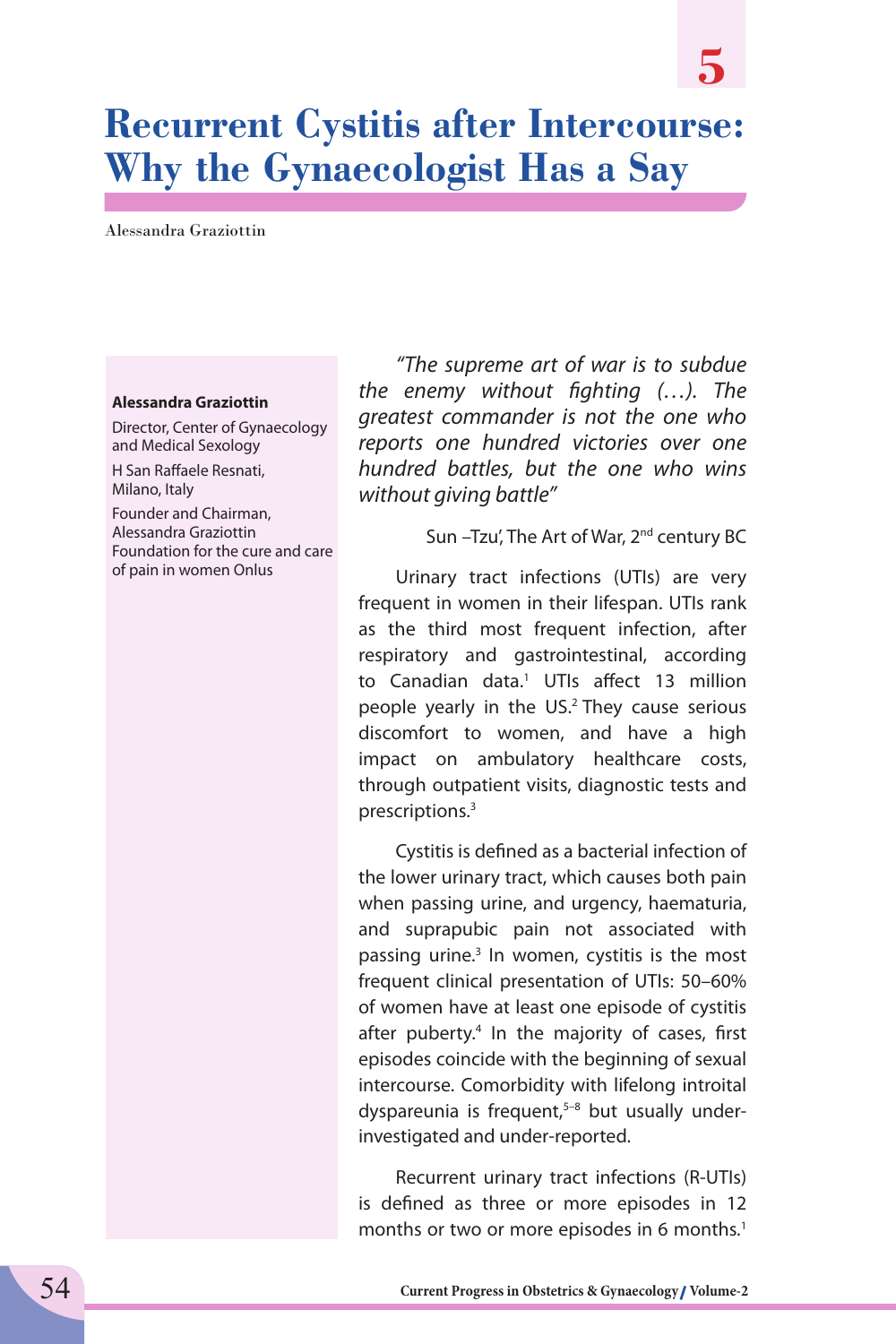# Recurrent Cystitis after Intercourse: Why the Gynaecologist Has a Say

Alessandra Graziottin

**Alessandra Graziottin**

Director, Center of Gynaecology and Medical Sexology

H San Raffaele Resnati, Milano, Italy

Founder and Chairman, Alessandra Graziottin Foundation for the cure and care of pain in women Onlus

*"The supreme art of war is to subdue the enemy without fighting (…). The greatest commander is not the one who reports one hundred victories over one hundred battles, but the one who wins without giving battle"*

Sun –Tzu', The Art of War, 2nd century BC

Urinary tract infections (UTIs) are very frequent in women in their lifespan. UTIs rank as the third most frequent infection, after respiratory and gastrointestinal, according to Canadian data.[1] UTIs affect 13 million people yearly in the US.[2] They cause serious discomfort to women, and have a high impact on ambulatory healthcare costs, through outpatient visits, diagnostic tests and prescriptions.[3]

Cystitis is defined as a bacterial infection of the lower urinary tract, which causes both pain when passing urine, and urgency, haematuria, and suprapubic pain not associated with passing urine.[3] In women, cystitis is the most frequent clinical presentation of UTIs: 50–60% of women have at least one episode of cystitis after puberty.[4] In the majority of cases, first episodes coincide with the beginning of sexual intercourse. Comorbidity with lifelong introital dyspareunia is frequent,[5–8] but usually under-investigated and under-reported.

Recurrent urinary tract infections (R-UTIs) is defined as three or more episodes in 12 months or two or more episodes in 6 months.[1]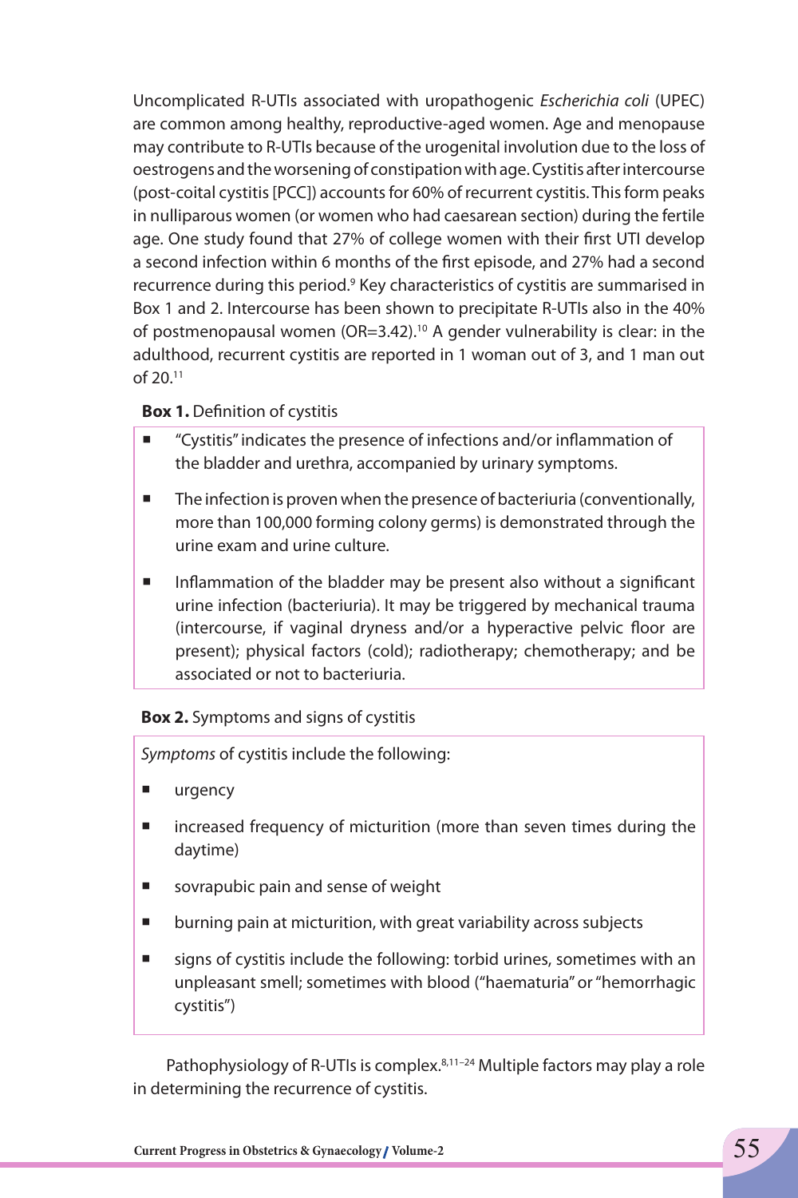Uncomplicated R-UTIs associated with uropathogenic *Escherichia coli* (UPEC) are common among healthy, reproductive-aged women. Age and menopause may contribute to R-UTIs because of the urogenital involution due to the loss of oestrogens and the worsening of constipation with age. Cystitis after intercourse (post-coital cystitis [PCC]) accounts for 60% of recurrent cystitis. This form peaks in nulliparous women (or women who had caesarean section) during the fertile age. One study found that 27% of college women with their first UTI develop a second infection within 6 months of the first episode, and 27% had a second recurrence during this period.[9] Key characteristics of cystitis are summarised in Box 1 and 2. Intercourse has been shown to precipitate R-UTIs also in the 40% of postmenopausal women (OR=3.42).[10] A gender vulnerability is clear: in the adulthood, recurrent cystitis are reported in 1 woman out of 3, and 1 man out of 20.[11]

**Box 1.** Definition of cystitis

- "Cystitis" indicates the presence of infections and/or inflammation of the bladder and urethra, accompanied by urinary symptoms.
- The infection is proven when the presence of bacteriuria (conventionally, more than 100,000 forming colony germs) is demonstrated through the urine exam and urine culture.
- Inflammation of the bladder may be present also without a significant urine infection (bacteriuria). It may be triggered by mechanical trauma (intercourse, if vaginal dryness and/or a hyperactive pelvic floor are present); physical factors (cold); radiotherapy; chemotherapy; and be associated or not to bacteriuria.

**Box 2.** Symptoms and signs of cystitis

*Symptoms* of cystitis include the following:

- urgency
- increased frequency of micturition (more than seven times during the daytime)
- sovrapubic pain and sense of weight
- burning pain at micturition, with great variability across subjects
- signs of cystitis include the following: torbid urines, sometimes with an unpleasant smell; sometimes with blood ("haematuria" or "hemorrhagic cystitis")

Pathophysiology of R-UTIs is complex.[8,11–24] Multiple factors may play a role in determining the recurrence of cystitis.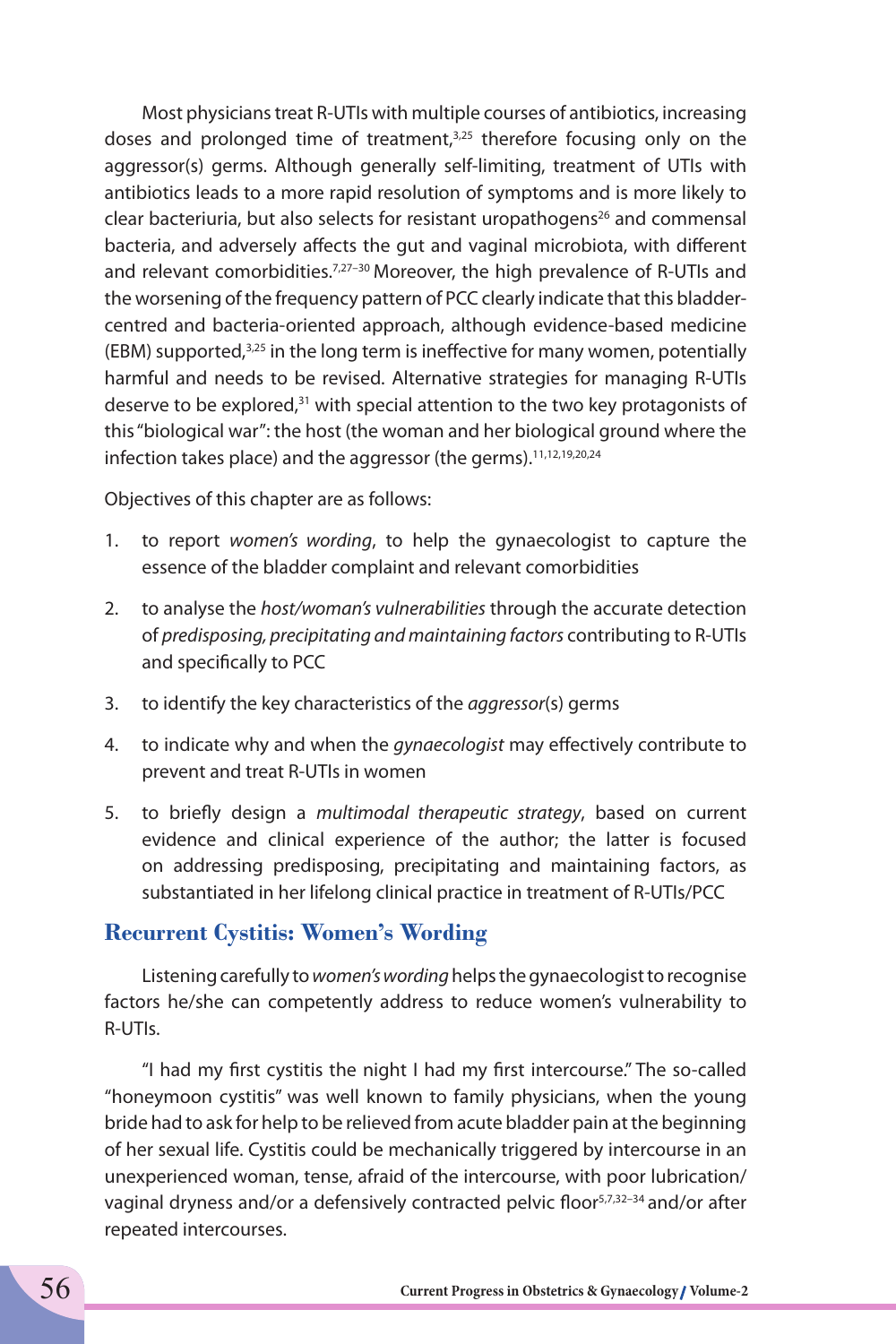Most physicians treat R-UTIs with multiple courses of antibiotics, increasing doses and prolonged time of treatment,[3,25] therefore focusing only on the aggressor(s) germs. Although generally self-limiting, treatment of UTIs with antibiotics leads to a more rapid resolution of symptoms and is more likely to clear bacteriuria, but also selects for resistant uropathogens[26] and commensal bacteria, and adversely affects the gut and vaginal microbiota, with different and relevant comorbidities.[7,27–30] Moreover, the high prevalence of R-UTIs and the worsening of the frequency pattern of PCC clearly indicate that this bladder-centred and bacteria-oriented approach, although evidence-based medicine (EBM) supported,[3,25] in the long term is ineffective for many women, potentially harmful and needs to be revised. Alternative strategies for managing R-UTIs deserve to be explored,[31] with special attention to the two key protagonists of this "biological war": the host (the woman and her biological ground where the infection takes place) and the aggressor (the germs).[11,12,19,20,24]

Objectives of this chapter are as follows:

1. to report *women's wording*, to help the gynaecologist to capture the essence of the bladder complaint and relevant comorbidities
2. to analyse the *host/woman's vulnerabilities* through the accurate detection of *predisposing, precipitating and maintaining factors* contributing to R-UTIs and specifically to PCC
3. to identify the key characteristics of the *aggressor*(s) germs
4. to indicate why and when the *gynaecologist* may effectively contribute to prevent and treat R-UTIs in women
5. to briefly design a *multimodal therapeutic strategy*, based on current evidence and clinical experience of the author; the latter is focused on addressing predisposing, precipitating and maintaining factors, as substantiated in her lifelong clinical practice in treatment of R-UTIs/PCC

## Recurrent Cystitis: Women's Wording

Listening carefully to *women's wording* helps the gynaecologist to recognise factors he/she can competently address to reduce women's vulnerability to R-UTIs.

"I had my first cystitis the night I had my first intercourse." The so-called "honeymoon cystitis" was well known to family physicians, when the young bride had to ask for help to be relieved from acute bladder pain at the beginning of her sexual life. Cystitis could be mechanically triggered by intercourse in an unexperienced woman, tense, afraid of the intercourse, with poor lubrication/vaginal dryness and/or a defensively contracted pelvic floor[5,7,32–34] and/or after repeated intercourses.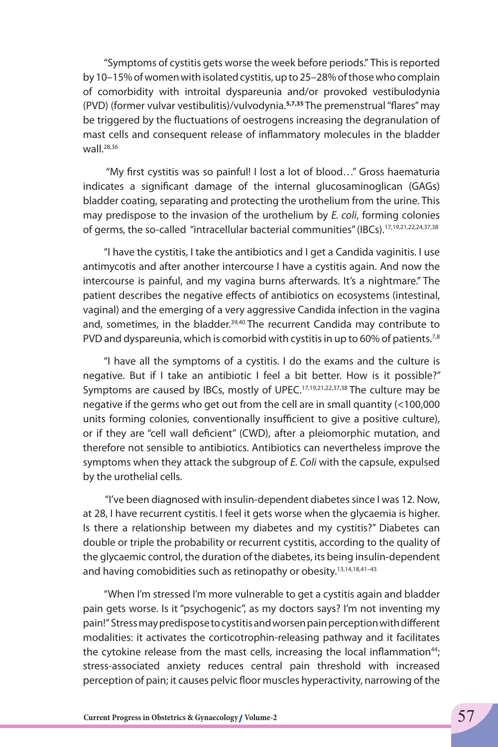"Symptoms of cystitis gets worse the week before periods." This is reported by 10–15% of women with isolated cystitis, up to 25–28% of those who complain of comorbidity with introital dyspareunia and/or provoked vestibulodynia (PVD) (former vulvar vestibulitis)/vulvodynia.[5,7,35] The premenstrual "flares" may be triggered by the fluctuations of oestrogens increasing the degranulation of mast cells and consequent release of inflammatory molecules in the bladder wall.[28,36]

"My first cystitis was so painful! I lost a lot of blood…" Gross haematuria indicates a significant damage of the internal glucosaminoglican (GAGs) bladder coating, separating and protecting the urothelium from the urine. This may predispose to the invasion of the urothelium by *E. coli*, forming colonies of germs, the so-called "intracellular bacterial communities" (IBCs).[17,19,21,22,24,37,38]

"I have the cystitis, I take the antibiotics and I get a Candida vaginitis. I use antimycotis and after another intercourse I have a cystitis again. And now the intercourse is painful, and my vagina burns afterwards. It's a nightmare." The patient describes the negative effects of antibiotics on ecosystems (intestinal, vaginal) and the emerging of a very aggressive Candida infection in the vagina and, sometimes, in the bladder.[39,40] The recurrent Candida may contribute to PVD and dyspareunia, which is comorbid with cystitis in up to 60% of patients.[7,8]

"I have all the symptoms of a cystitis. I do the exams and the culture is negative. But if I take an antibiotic I feel a bit better. How is it possible?" Symptoms are caused by IBCs, mostly of UPEC.[17,19,21,22,37,38] The culture may be negative if the germs who get out from the cell are in small quantity (<100,000 units forming colonies, conventionally insufficient to give a positive culture), or if they are "cell wall deficient" (CWD), after a pleiomorphic mutation, and therefore not sensible to antibiotics. Antibiotics can nevertheless improve the symptoms when they attack the subgroup of *E. Coli* with the capsule, expulsed by the urothelial cells.

"I've been diagnosed with insulin-dependent diabetes since I was 12. Now, at 28, I have recurrent cystitis. I feel it gets worse when the glycaemia is higher. Is there a relationship between my diabetes and my cystitis?" Diabetes can double or triple the probability or recurrent cystitis, according to the quality of the glycaemic control, the duration of the diabetes, its being insulin-dependent and having comobidities such as retinopathy or obesity.[13,14,18,41–43]

"When I'm stressed I'm more vulnerable to get a cystitis again and bladder pain gets worse. Is it "psychogenic", as my doctors says? I'm not inventing my pain!" Stress may predispose to cystitis and worsen pain perception with different modalities: it activates the corticotrophin-releasing pathway and it facilitates the cytokine release from the mast cells, increasing the local inflammation[44]; stress-associated anxiety reduces central pain threshold with increased perception of pain; it causes pelvic floor muscles hyperactivity, narrowing of the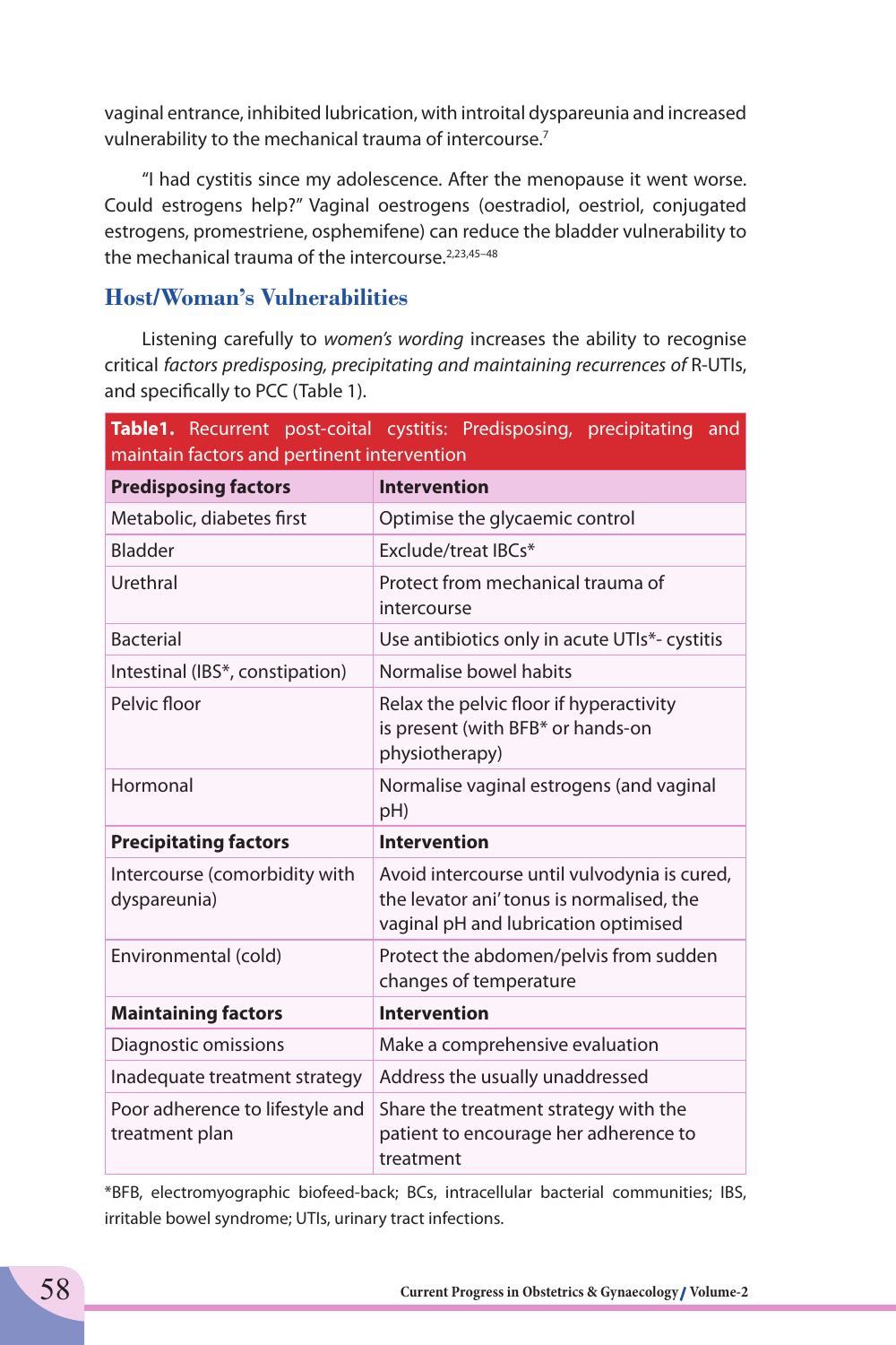vaginal entrance, inhibited lubrication, with introital dyspareunia and increased vulnerability to the mechanical trauma of intercourse.[7]

"I had cystitis since my adolescence. After the menopause it went worse. Could estrogens help?" Vaginal oestrogens (oestradiol, oestriol, conjugated estrogens, promestriene, osphemifene) can reduce the bladder vulnerability to the mechanical trauma of the intercourse.[2,23,45–48]

## Host/Woman's Vulnerabilities

Listening carefully to *women's wording* increases the ability to recognise critical *factors predisposing, precipitating and maintaining recurrences of* R-UTIs, and specifically to PCC (Table 1).

**Table1.** Recurrent post-coital cystitis: Predisposing, precipitating and maintain factors and pertinent intervention

| **Predisposing factors** | **Intervention** |
|---|---|
| Metabolic, diabetes first | Optimise the glycaemic control |
| Bladder | Exclude/treat IBCs* |
| Urethral | Protect from mechanical trauma of intercourse |
| Bacterial | Use antibiotics only in acute UTIs*- cystitis |
| Intestinal (IBS*, constipation) | Normalise bowel habits |
| Pelvic floor | Relax the pelvic floor if hyperactivity is present (with BFB* or hands-on physiotherapy) |
| Hormonal | Normalise vaginal estrogens (and vaginal pH) |
| **Precipitating factors** | **Intervention** |
| Intercourse (comorbidity with dyspareunia) | Avoid intercourse until vulvodynia is cured, the levator ani' tonus is normalised, the vaginal pH and lubrication optimised |
| Environmental (cold) | Protect the abdomen/pelvis from sudden changes of temperature |
| **Maintaining factors** | **Intervention** |
| Diagnostic omissions | Make a comprehensive evaluation |
| Inadequate treatment strategy | Address the usually unaddressed |
| Poor adherence to lifestyle and treatment plan | Share the treatment strategy with the patient to encourage her adherence to treatment |

*BFB, electromyographic biofeed-back; BCs, intracellular bacterial communities; IBS, irritable bowel syndrome; UTIs, urinary tract infections.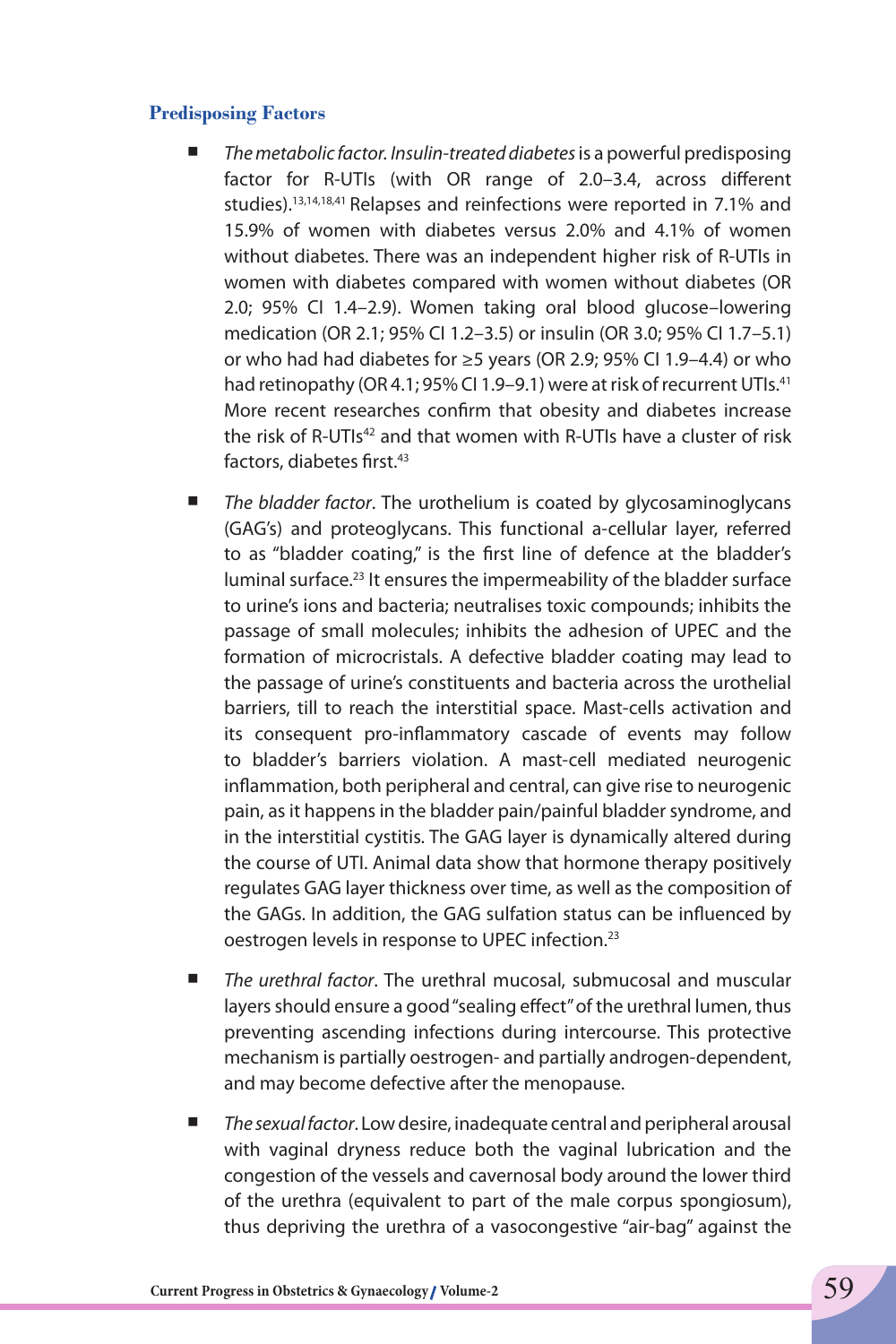### Predisposing Factors

- *The metabolic factor. Insulin-treated diabetes* is a powerful predisposing factor for R-UTIs (with OR range of 2.0–3.4, across different studies).[13,14,18,41] Relapses and reinfections were reported in 7.1% and 15.9% of women with diabetes versus 2.0% and 4.1% of women without diabetes. There was an independent higher risk of R-UTIs in women with diabetes compared with women without diabetes (OR 2.0; 95% CI 1.4–2.9). Women taking oral blood glucose–lowering medication (OR 2.1; 95% CI 1.2–3.5) or insulin (OR 3.0; 95% CI 1.7–5.1) or who had had diabetes for ≥5 years (OR 2.9; 95% CI 1.9–4.4) or who had retinopathy (OR 4.1; 95% CI 1.9–9.1) were at risk of recurrent UTIs.[41] More recent researches confirm that obesity and diabetes increase the risk of R-UTIs[42] and that women with R-UTIs have a cluster of risk factors, diabetes first.[43]

- *The bladder factor*. The urothelium is coated by glycosaminoglycans (GAG's) and proteoglycans. This functional a-cellular layer, referred to as "bladder coating," is the first line of defence at the bladder's luminal surface.[23] It ensures the impermeability of the bladder surface to urine's ions and bacteria; neutralises toxic compounds; inhibits the passage of small molecules; inhibits the adhesion of UPEC and the formation of microcristals. A defective bladder coating may lead to the passage of urine's constituents and bacteria across the urothelial barriers, till to reach the interstitial space. Mast-cells activation and its consequent pro-inflammatory cascade of events may follow to bladder's barriers violation. A mast-cell mediated neurogenic inflammation, both peripheral and central, can give rise to neurogenic pain, as it happens in the bladder pain/painful bladder syndrome, and in the interstitial cystitis. The GAG layer is dynamically altered during the course of UTI. Animal data show that hormone therapy positively regulates GAG layer thickness over time, as well as the composition of the GAGs. In addition, the GAG sulfation status can be influenced by oestrogen levels in response to UPEC infection.[23]

- *The urethral factor*. The urethral mucosal, submucosal and muscular layers should ensure a good "sealing effect" of the urethral lumen, thus preventing ascending infections during intercourse. This protective mechanism is partially oestrogen- and partially androgen-dependent, and may become defective after the menopause.

- *The sexual factor*. Low desire, inadequate central and peripheral arousal with vaginal dryness reduce both the vaginal lubrication and the congestion of the vessels and cavernosal body around the lower third of the urethra (equivalent to part of the male corpus spongiosum), thus depriving the urethra of a vasocongestive "air-bag" against the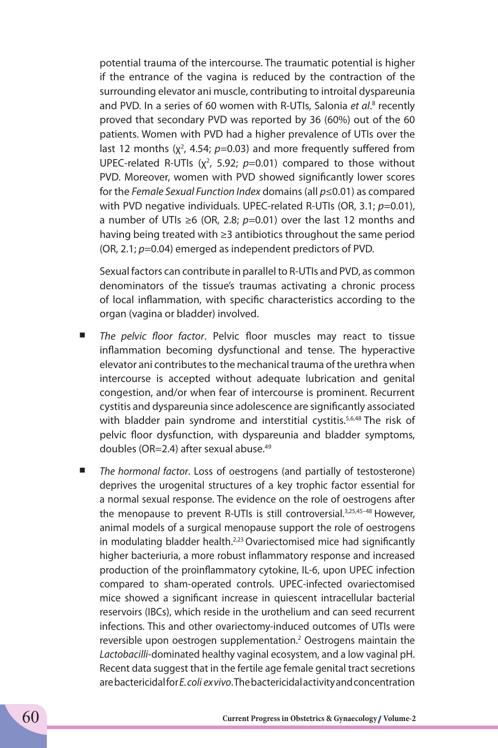potential trauma of the intercourse. The traumatic potential is higher if the entrance of the vagina is reduced by the contraction of the surrounding elevator ani muscle, contributing to introital dyspareunia and PVD. In a series of 60 women with R-UTIs, Salonia *et al*.[8] recently proved that secondary PVD was reported by 36 (60%) out of the 60 patients. Women with PVD had a higher prevalence of UTIs over the last 12 months ($\chi^2$, 4.54; $p$=0.03) and more frequently suffered from UPEC-related R-UTIs ($\chi^2$, 5.92; $p$=0.01) compared to those without PVD. Moreover, women with PVD showed significantly lower scores for the *Female Sexual Function Index* domains (all $p \leq 0.01$) as compared with PVD negative individuals. UPEC-related R-UTIs (OR, 3.1; $p$=0.01), a number of UTIs ≥6 (OR, 2.8; $p$=0.01) over the last 12 months and having being treated with ≥3 antibiotics throughout the same period (OR, 2.1; $p$=0.04) emerged as independent predictors of PVD.

Sexual factors can contribute in parallel to R-UTIs and PVD, as common denominators of the tissue's traumas activating a chronic process of local inflammation, with specific characteristics according to the organ (vagina or bladder) involved.

- *The pelvic floor factor*. Pelvic floor muscles may react to tissue inflammation becoming dysfunctional and tense. The hyperactive elevator ani contributes to the mechanical trauma of the urethra when intercourse is accepted without adequate lubrication and genital congestion, and/or when fear of intercourse is prominent. Recurrent cystitis and dyspareunia since adolescence are significantly associated with bladder pain syndrome and interstitial cystitis.[5,6,48] The risk of pelvic floor dysfunction, with dyspareunia and bladder symptoms, doubles (OR=2.4) after sexual abuse.[49]

- *The hormonal factor*. Loss of oestrogens (and partially of testosterone) deprives the urogenital structures of a key trophic factor essential for a normal sexual response. The evidence on the role of oestrogens after the menopause to prevent R-UTIs is still controversial.[3,25,45–48] However, animal models of a surgical menopause support the role of oestrogens in modulating bladder health.[2,23] Ovariectomised mice had significantly higher bacteriuria, a more robust inflammatory response and increased production of the proinflammatory cytokine, IL-6, upon UPEC infection compared to sham-operated controls. UPEC-infected ovariectomised mice showed a significant increase in quiescent intracellular bacterial reservoirs (IBCs), which reside in the urothelium and can seed recurrent infections. This and other ovariectomy-induced outcomes of UTIs were reversible upon oestrogen supplementation.[2] Oestrogens maintain the *Lactobacilli*-dominated healthy vaginal ecosystem, and a low vaginal pH. Recent data suggest that in the fertile age female genital tract secretions are bactericidal for *E. coli ex vivo*. The bactericidal activity and concentration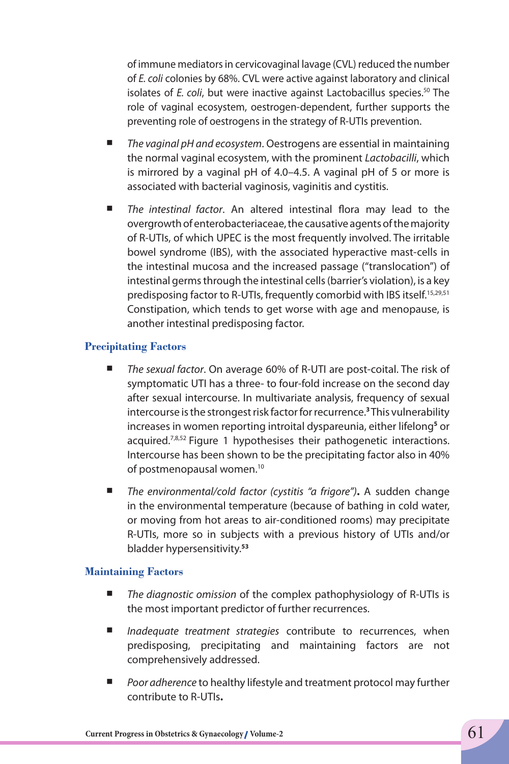of immune mediators in cervicovaginal lavage (CVL) reduced the number of *E. coli* colonies by 68%. CVL were active against laboratory and clinical isolates of *E. coli*, but were inactive against Lactobacillus species.[50] The role of vaginal ecosystem, oestrogen-dependent, further supports the preventing role of oestrogens in the strategy of R-UTIs prevention.

- *The vaginal pH and ecosystem*. Oestrogens are essential in maintaining the normal vaginal ecosystem, with the prominent *Lactobacilli*, which is mirrored by a vaginal pH of 4.0–4.5. A vaginal pH of 5 or more is associated with bacterial vaginosis, vaginitis and cystitis.
- *The intestinal factor*. An altered intestinal flora may lead to the overgrowth of enterobacteriaceae, the causative agents of the majority of R-UTIs, of which UPEC is the most frequently involved. The irritable bowel syndrome (IBS), with the associated hyperactive mast-cells in the intestinal mucosa and the increased passage ("translocation") of intestinal germs through the intestinal cells (barrier's violation), is a key predisposing factor to R-UTIs, frequently comorbid with IBS itself.[15,29,51] Constipation, which tends to get worse with age and menopause, is another intestinal predisposing factor.

### Precipitating Factors

- *The sexual factor*. On average 60% of R-UTI are post-coital. The risk of symptomatic UTI has a three- to four-fold increase on the second day after sexual intercourse. In multivariate analysis, frequency of sexual intercourse is the strongest risk factor for recurrence.[3] This vulnerability increases in women reporting introital dyspareunia, either lifelong[5] or acquired.[7,8,52] Figure 1 hypothesises their pathogenetic interactions. Intercourse has been shown to be the precipitating factor also in 40% of postmenopausal women.[10]
- *The environmental/cold factor (cystitis "a frigore")***.** A sudden change in the environmental temperature (because of bathing in cold water, or moving from hot areas to air-conditioned rooms) may precipitate R-UTIs, more so in subjects with a previous history of UTIs and/or bladder hypersensitivity.[53]

### Maintaining Factors

- *The diagnostic omission* of the complex pathophysiology of R-UTIs is the most important predictor of further recurrences.
- *Inadequate treatment strategies* contribute to recurrences, when predisposing, precipitating and maintaining factors are not comprehensively addressed.
- *Poor adherence* to healthy lifestyle and treatment protocol may further contribute to R-UTIs**.**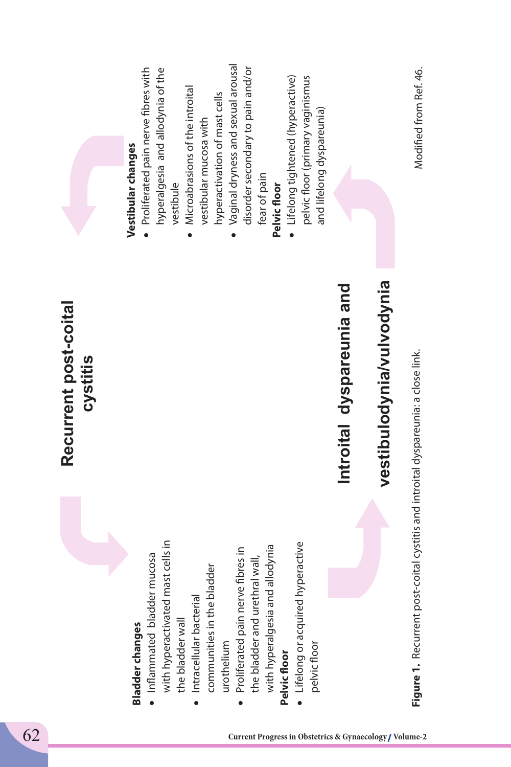**Recurrent post-coital cystitis**

**Bladder changes**

- Inflammated bladder mucosa with hyperactivated mast cells in the bladder wall
- Intracellular bacterial communities in the bladder urothelium
- Proliferated pain nerve fibres in the bladder and urethral wall, with hyperalgesia and allodynia

**Pelvic floor**

- Lifelong or acquired hyperactive pelvic floor

**Introital dyspareunia and vestibulodynia/vulvodynia**

**Vestibular changes**

- Proliferated pain nerve fibres with hyperalgesia and allodynia of the vestibule
- Microabrasions of the introital vestibular mucosa with hyperactivation of mast cells
- Vaginal dryness and sexual arousal disorder secondary to pain and/or fear of pain

**Pelvic floor**

- Lifelong tightened (hyperactive) pelvic floor (primary vaginismus and lifelong dyspareunia)

Modified from Ref. 46.

**Figure 1.** Recurrent post-coital cystitis and introital dyspareunia: a close link.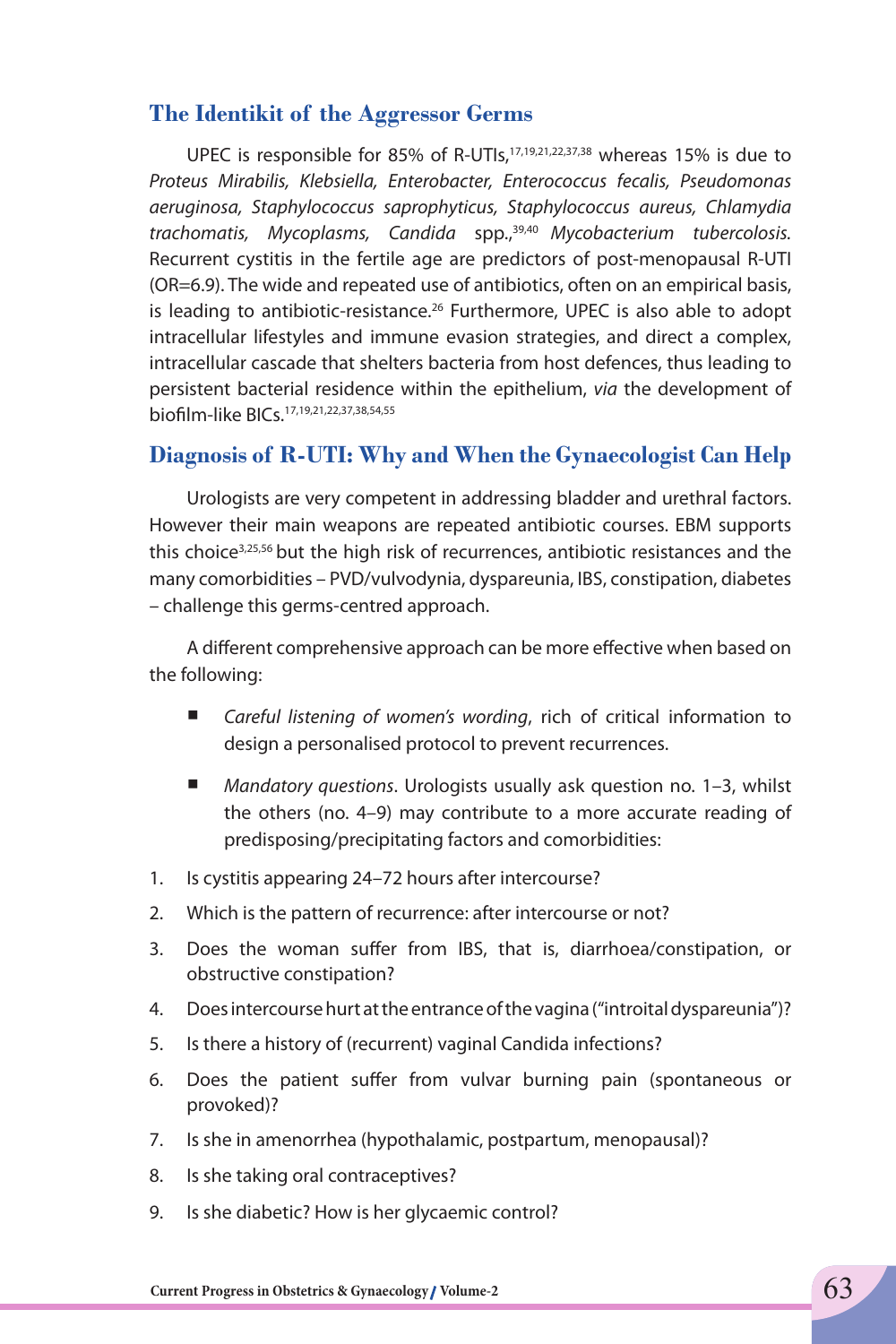## The Identikit of the Aggressor Germs

UPEC is responsible for 85% of R-UTIs,[17,19,21,22,37,38] whereas 15% is due to *Proteus Mirabilis, Klebsiella, Enterobacter, Enterococcus fecalis, Pseudomonas aeruginosa, Staphylococcus saprophyticus, Staphylococcus aureus, Chlamydia trachomatis, Mycoplasms, Candida* spp.,[39,40] *Mycobacterium tubercolosis.* Recurrent cystitis in the fertile age are predictors of post-menopausal R-UTI (OR=6.9). The wide and repeated use of antibiotics, often on an empirical basis, is leading to antibiotic-resistance.[26] Furthermore, UPEC is also able to adopt intracellular lifestyles and immune evasion strategies, and direct a complex, intracellular cascade that shelters bacteria from host defences, thus leading to persistent bacterial residence within the epithelium, *via* the development of biofilm-like BICs.[17,19,21,22,37,38,54,55]

## Diagnosis of R-UTI: Why and When the Gynaecologist Can Help

Urologists are very competent in addressing bladder and urethral factors. However their main weapons are repeated antibiotic courses. EBM supports this choice[3,25,56] but the high risk of recurrences, antibiotic resistances and the many comorbidities – PVD/vulvodynia, dyspareunia, IBS, constipation, diabetes – challenge this germs-centred approach.

A different comprehensive approach can be more effective when based on the following:

- *Careful listening of women's wording*, rich of critical information to design a personalised protocol to prevent recurrences.
- *Mandatory questions*. Urologists usually ask question no. 1–3, whilst the others (no. 4–9) may contribute to a more accurate reading of predisposing/precipitating factors and comorbidities:

1. Is cystitis appearing 24–72 hours after intercourse?
2. Which is the pattern of recurrence: after intercourse or not?
3. Does the woman suffer from IBS, that is, diarrhoea/constipation, or obstructive constipation?
4. Does intercourse hurt at the entrance of the vagina ("introital dyspareunia")?
5. Is there a history of (recurrent) vaginal Candida infections?
6. Does the patient suffer from vulvar burning pain (spontaneous or provoked)?
7. Is she in amenorrhea (hypothalamic, postpartum, menopausal)?
8. Is she taking oral contraceptives?
9. Is she diabetic? How is her glycaemic control?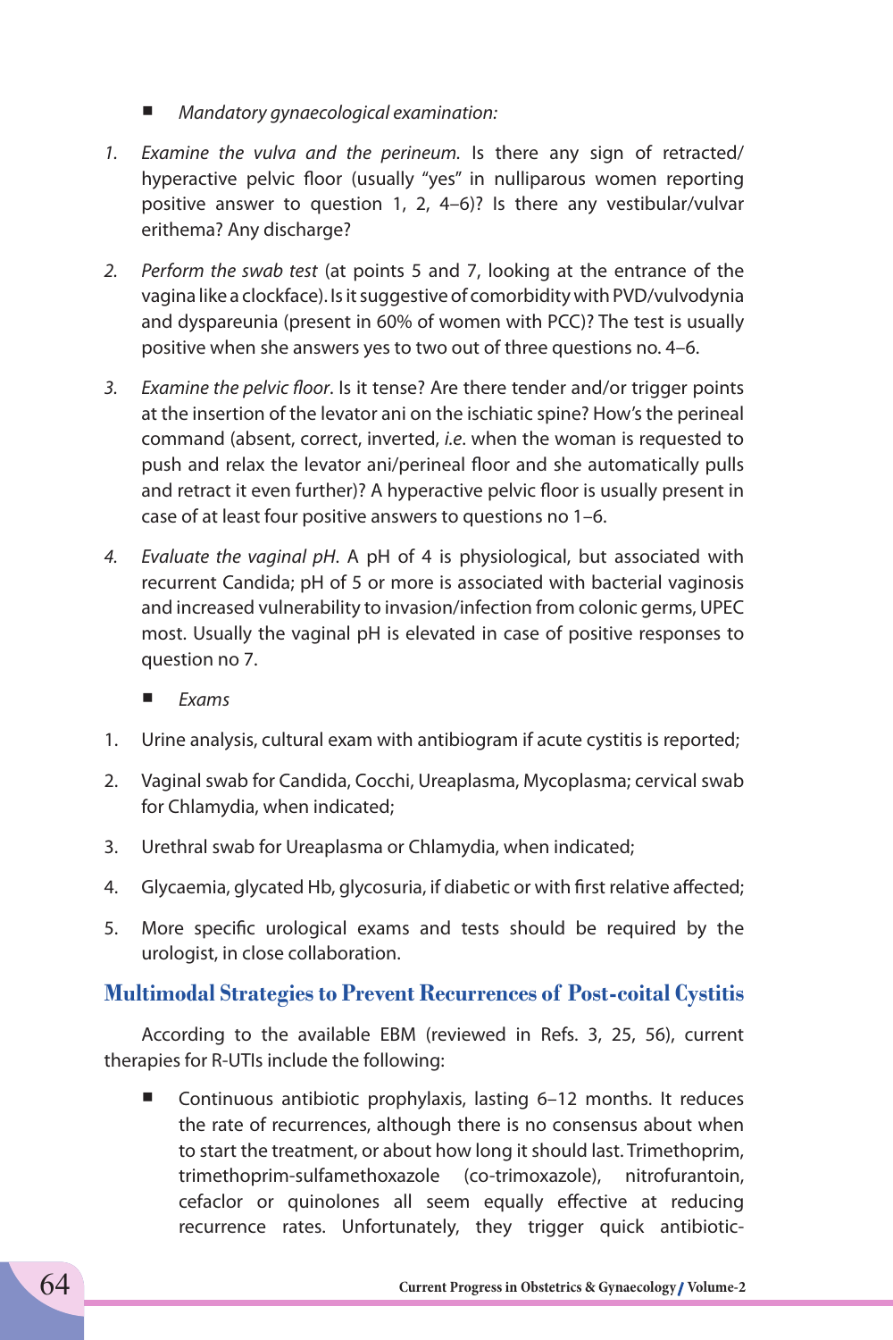- *Mandatory gynaecological examination:*

1. *Examine the vulva and the perineum*. Is there any sign of retracted/ hyperactive pelvic floor (usually "yes" in nulliparous women reporting positive answer to question 1, 2, 4–6)? Is there any vestibular/vulvar erithema? Any discharge?

2. *Perform the swab test* (at points 5 and 7, looking at the entrance of the vagina like a clockface). Is it suggestive of comorbidity with PVD/vulvodynia and dyspareunia (present in 60% of women with PCC)? The test is usually positive when she answers yes to two out of three questions no. 4–6.

3. *Examine the pelvic floor*. Is it tense? Are there tender and/or trigger points at the insertion of the levator ani on the ischiatic spine? How's the perineal command (absent, correct, inverted, *i.e*. when the woman is requested to push and relax the levator ani/perineal floor and she automatically pulls and retract it even further)? A hyperactive pelvic floor is usually present in case of at least four positive answers to questions no 1–6.

4. *Evaluate the vaginal pH*. A pH of 4 is physiological, but associated with recurrent Candida; pH of 5 or more is associated with bacterial vaginosis and increased vulnerability to invasion/infection from colonic germs, UPEC most. Usually the vaginal pH is elevated in case of positive responses to question no 7.

- *Exams*

1. Urine analysis, cultural exam with antibiogram if acute cystitis is reported;
2. Vaginal swab for Candida, Cocchi, Ureaplasma, Mycoplasma; cervical swab for Chlamydia, when indicated;
3. Urethral swab for Ureaplasma or Chlamydia, when indicated;
4. Glycaemia, glycated Hb, glycosuria, if diabetic or with first relative affected;
5. More specific urological exams and tests should be required by the urologist, in close collaboration.

## Multimodal Strategies to Prevent Recurrences of Post-coital Cystitis

According to the available EBM (reviewed in Refs. 3, 25, 56), current therapies for R-UTIs include the following:

- Continuous antibiotic prophylaxis, lasting 6–12 months. It reduces the rate of recurrences, although there is no consensus about when to start the treatment, or about how long it should last. Trimethoprim, trimethoprim-sulfamethoxazole (co-trimoxazole), nitrofurantoin, cefaclor or quinolones all seem equally effective at reducing recurrence rates. Unfortunately, they trigger quick antibiotic-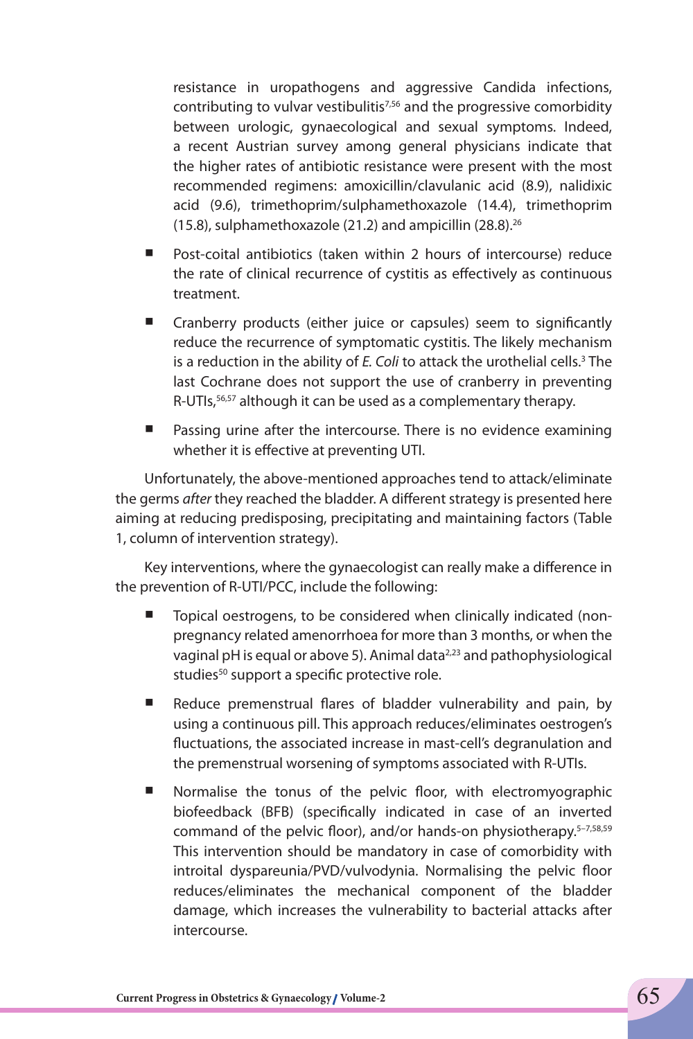resistance in uropathogens and aggressive Candida infections, contributing to vulvar vestibulitis[7,56] and the progressive comorbidity between urologic, gynaecological and sexual symptoms. Indeed, a recent Austrian survey among general physicians indicate that the higher rates of antibiotic resistance were present with the most recommended regimens: amoxicillin/clavulanic acid (8.9), nalidixic acid (9.6), trimethoprim/sulphamethoxazole (14.4), trimethoprim (15.8), sulphamethoxazole (21.2) and ampicillin (28.8).[26]

- Post-coital antibiotics (taken within 2 hours of intercourse) reduce the rate of clinical recurrence of cystitis as effectively as continuous treatment.
- Cranberry products (either juice or capsules) seem to significantly reduce the recurrence of symptomatic cystitis. The likely mechanism is a reduction in the ability of *E. Coli* to attack the urothelial cells.[3] The last Cochrane does not support the use of cranberry in preventing R-UTIs,[56,57] although it can be used as a complementary therapy.
- Passing urine after the intercourse. There is no evidence examining whether it is effective at preventing UTI.

Unfortunately, the above-mentioned approaches tend to attack/eliminate the germs *after* they reached the bladder. A different strategy is presented here aiming at reducing predisposing, precipitating and maintaining factors (Table 1, column of intervention strategy).

Key interventions, where the gynaecologist can really make a difference in the prevention of R-UTI/PCC, include the following:

- Topical oestrogens, to be considered when clinically indicated (non-pregnancy related amenorrhoea for more than 3 months, or when the vaginal pH is equal or above 5). Animal data[2,23] and pathophysiological studies[50] support a specific protective role.
- Reduce premenstrual flares of bladder vulnerability and pain, by using a continuous pill. This approach reduces/eliminates oestrogen's fluctuations, the associated increase in mast-cell's degranulation and the premenstrual worsening of symptoms associated with R-UTIs.
- Normalise the tonus of the pelvic floor, with electromyographic biofeedback (BFB) (specifically indicated in case of an inverted command of the pelvic floor), and/or hands-on physiotherapy.[5–7,58,59] This intervention should be mandatory in case of comorbidity with introital dyspareunia/PVD/vulvodynia. Normalising the pelvic floor reduces/eliminates the mechanical component of the bladder damage, which increases the vulnerability to bacterial attacks after intercourse.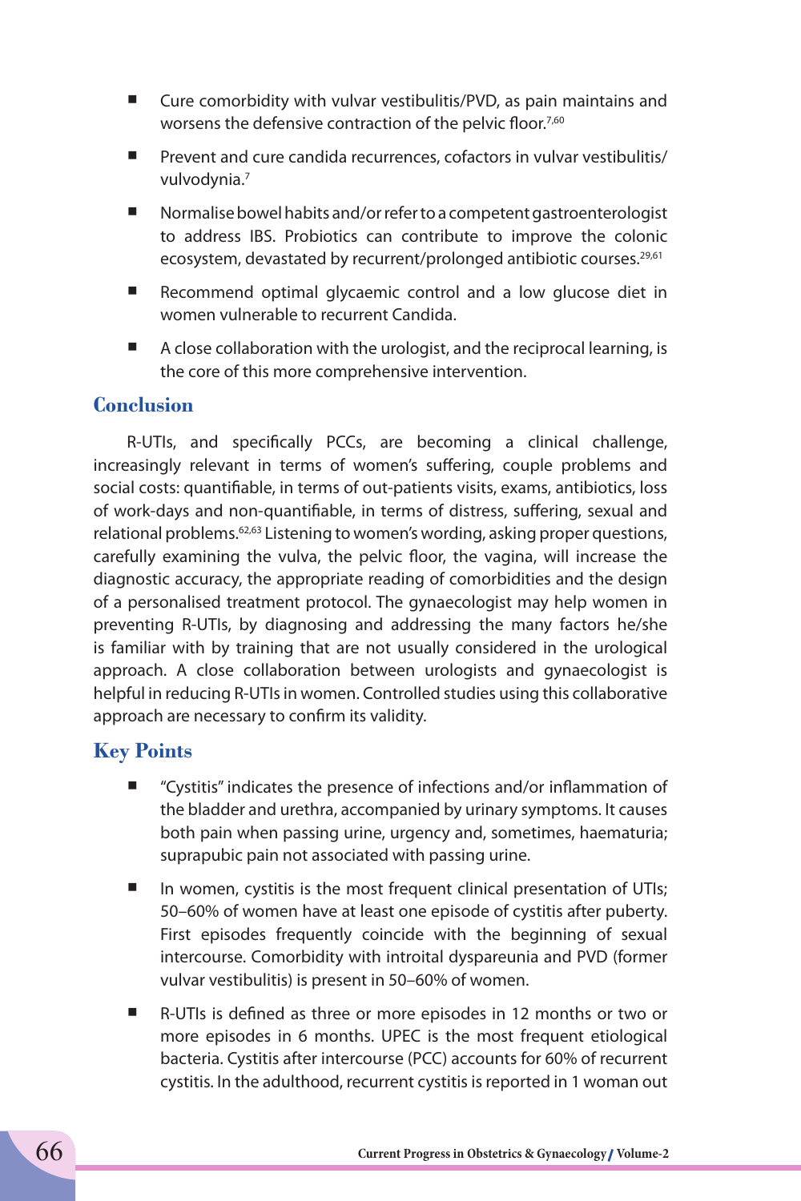- Cure comorbidity with vulvar vestibulitis/PVD, as pain maintains and worsens the defensive contraction of the pelvic floor.[7,60]
- Prevent and cure candida recurrences, cofactors in vulvar vestibulitis/ vulvodynia.[7]
- Normalise bowel habits and/or refer to a competent gastroenterologist to address IBS. Probiotics can contribute to improve the colonic ecosystem, devastated by recurrent/prolonged antibiotic courses.[29,61]
- Recommend optimal glycaemic control and a low glucose diet in women vulnerable to recurrent Candida.
- A close collaboration with the urologist, and the reciprocal learning, is the core of this more comprehensive intervention.

## Conclusion

R-UTIs, and specifically PCCs, are becoming a clinical challenge, increasingly relevant in terms of women's suffering, couple problems and social costs: quantifiable, in terms of out-patients visits, exams, antibiotics, loss of work-days and non-quantifiable, in terms of distress, suffering, sexual and relational problems.[62,63] Listening to women's wording, asking proper questions, carefully examining the vulva, the pelvic floor, the vagina, will increase the diagnostic accuracy, the appropriate reading of comorbidities and the design of a personalised treatment protocol. The gynaecologist may help women in preventing R-UTIs, by diagnosing and addressing the many factors he/she is familiar with by training that are not usually considered in the urological approach. A close collaboration between urologists and gynaecologist is helpful in reducing R-UTIs in women. Controlled studies using this collaborative approach are necessary to confirm its validity.

## Key Points

- "Cystitis" indicates the presence of infections and/or inflammation of the bladder and urethra, accompanied by urinary symptoms. It causes both pain when passing urine, urgency and, sometimes, haematuria; suprapubic pain not associated with passing urine.
- In women, cystitis is the most frequent clinical presentation of UTIs; 50–60% of women have at least one episode of cystitis after puberty. First episodes frequently coincide with the beginning of sexual intercourse. Comorbidity with introital dyspareunia and PVD (former vulvar vestibulitis) is present in 50–60% of women.
- R-UTIs is defined as three or more episodes in 12 months or two or more episodes in 6 months. UPEC is the most frequent etiological bacteria. Cystitis after intercourse (PCC) accounts for 60% of recurrent cystitis. In the adulthood, recurrent cystitis is reported in 1 woman out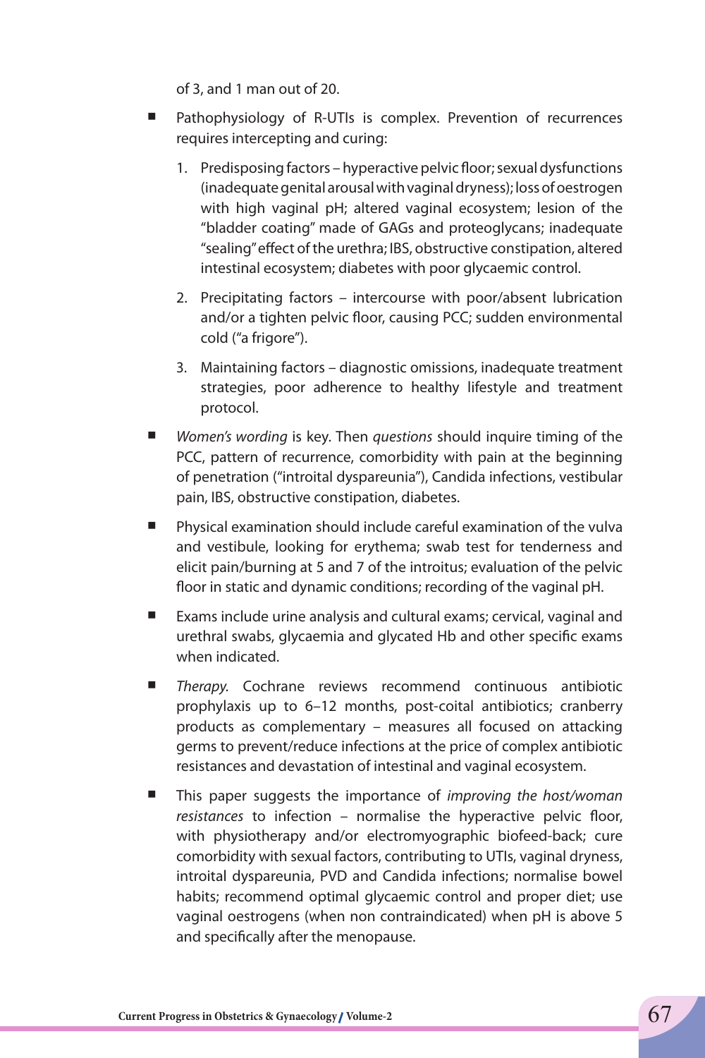of 3, and 1 man out of 20.

- Pathophysiology of R-UTIs is complex. Prevention of recurrences requires intercepting and curing:
    1. Predisposing factors – hyperactive pelvic floor; sexual dysfunctions (inadequate genital arousal with vaginal dryness); loss of oestrogen with high vaginal pH; altered vaginal ecosystem; lesion of the "bladder coating" made of GAGs and proteoglycans; inadequate "sealing" effect of the urethra; IBS, obstructive constipation, altered intestinal ecosystem; diabetes with poor glycaemic control.
    2. Precipitating factors – intercourse with poor/absent lubrication and/or a tighten pelvic floor, causing PCC; sudden environmental cold ("a frigore").
    3. Maintaining factors – diagnostic omissions, inadequate treatment strategies, poor adherence to healthy lifestyle and treatment protocol.
- *Women's wording* is key. Then *questions* should inquire timing of the PCC, pattern of recurrence, comorbidity with pain at the beginning of penetration ("introital dyspareunia"), Candida infections, vestibular pain, IBS, obstructive constipation, diabetes.
- Physical examination should include careful examination of the vulva and vestibule, looking for erythema; swab test for tenderness and elicit pain/burning at 5 and 7 of the introitus; evaluation of the pelvic floor in static and dynamic conditions; recording of the vaginal pH.
- Exams include urine analysis and cultural exams; cervical, vaginal and urethral swabs, glycaemia and glycated Hb and other specific exams when indicated.
- *Therapy.* Cochrane reviews recommend continuous antibiotic prophylaxis up to 6–12 months, post-coital antibiotics; cranberry products as complementary – measures all focused on attacking germs to prevent/reduce infections at the price of complex antibiotic resistances and devastation of intestinal and vaginal ecosystem.
- This paper suggests the importance of *improving the host/woman resistances* to infection – normalise the hyperactive pelvic floor, with physiotherapy and/or electromyographic biofeed-back; cure comorbidity with sexual factors, contributing to UTIs, vaginal dryness, introital dyspareunia, PVD and Candida infections; normalise bowel habits; recommend optimal glycaemic control and proper diet; use vaginal oestrogens (when non contraindicated) when pH is above 5 and specifically after the menopause.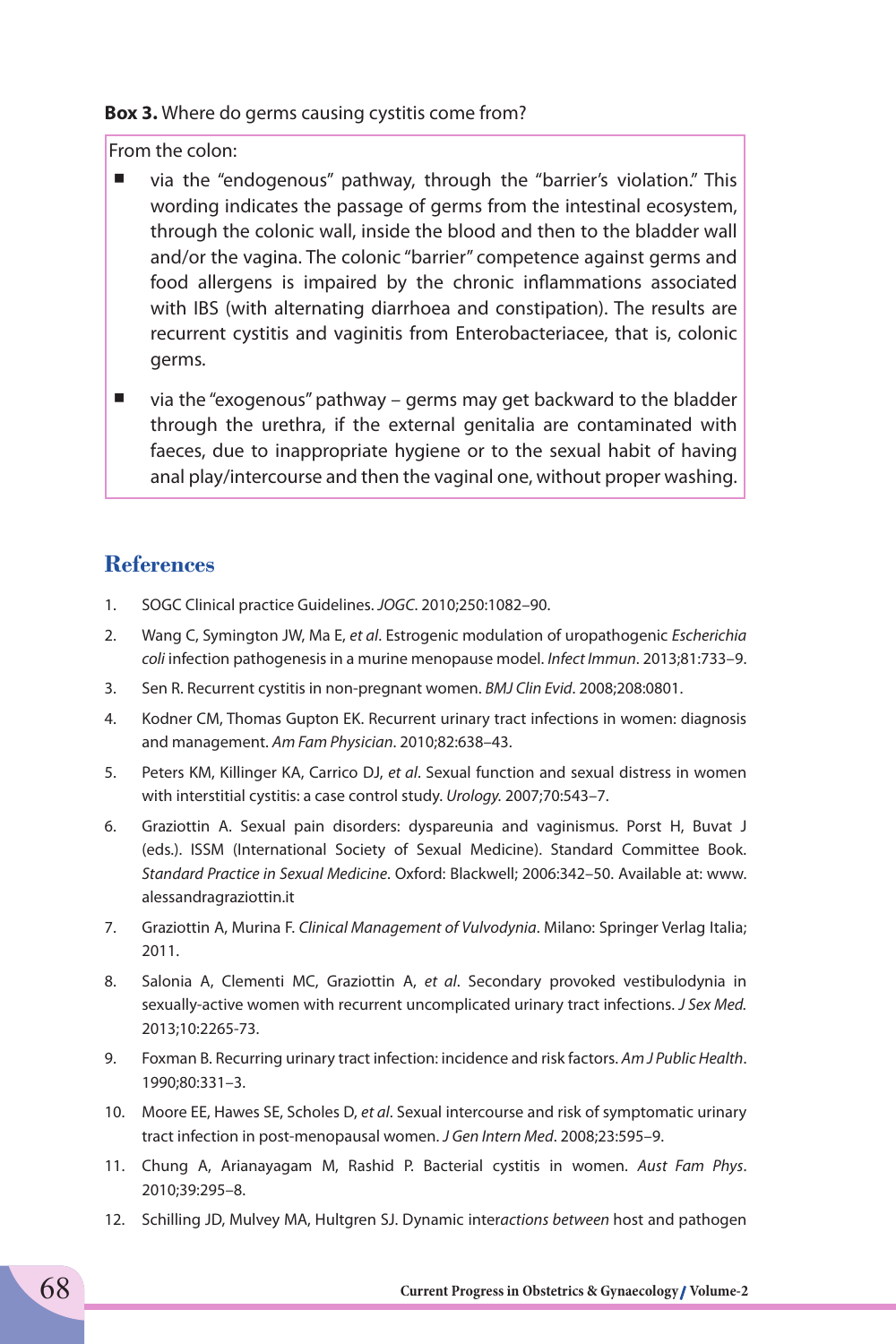**Box 3.** Where do germs causing cystitis come from?

From the colon:

- via the "endogenous" pathway, through the "barrier's violation." This wording indicates the passage of germs from the intestinal ecosystem, through the colonic wall, inside the blood and then to the bladder wall and/or the vagina. The colonic "barrier" competence against germs and food allergens is impaired by the chronic inflammations associated with IBS (with alternating diarrhoea and constipation). The results are recurrent cystitis and vaginitis from Enterobacteriacee, that is, colonic germs.
- via the "exogenous" pathway – germs may get backward to the bladder through the urethra, if the external genitalia are contaminated with faeces, due to inappropriate hygiene or to the sexual habit of having anal play/intercourse and then the vaginal one, without proper washing.

## References

1. SOGC Clinical practice Guidelines. *JOGC*. 2010;250:1082–90.
2. Wang C, Symington JW, Ma E, *et al*. Estrogenic modulation of uropathogenic *Escherichia coli* infection pathogenesis in a murine menopause model. *Infect Immun*. 2013;81:733–9.
3. Sen R. Recurrent cystitis in non-pregnant women. *BMJ Clin Evid*. 2008;208:0801.
4. Kodner CM, Thomas Gupton EK. Recurrent urinary tract infections in women: diagnosis and management. *Am Fam Physician*. 2010;82:638–43.
5. Peters KM, Killinger KA, Carrico DJ, *et al*. Sexual function and sexual distress in women with interstitial cystitis: a case control study. *Urology.* 2007;70:543–7.
6. Graziottin A. Sexual pain disorders: dyspareunia and vaginismus. Porst H, Buvat J (eds.). ISSM (International Society of Sexual Medicine). Standard Committee Book. *Standard Practice in Sexual Medicine*. Oxford: Blackwell; 2006:342–50. Available at: www.alessandragraziottin.it
7. Graziottin A, Murina F. *Clinical Management of Vulvodynia*. Milano: Springer Verlag Italia; 2011.
8. Salonia A, Clementi MC, Graziottin A, *et al*. Secondary provoked vestibulodynia in sexually-active women with recurrent uncomplicated urinary tract infections. *J Sex Med.* 2013;10:2265-73.
9. Foxman B. Recurring urinary tract infection: incidence and risk factors. *Am J Public Health*. 1990;80:331–3.
10. Moore EE, Hawes SE, Scholes D, *et al*. Sexual intercourse and risk of symptomatic urinary tract infection in post-menopausal women. *J Gen Intern Med*. 2008;23:595–9.
11. Chung A, Arianayagam M, Rashid P. Bacterial cystitis in women. *Aust Fam Phys*. 2010;39:295–8.
12. Schilling JD, Mulvey MA, Hultgren SJ. Dynamic inter*actions between* host and pathogen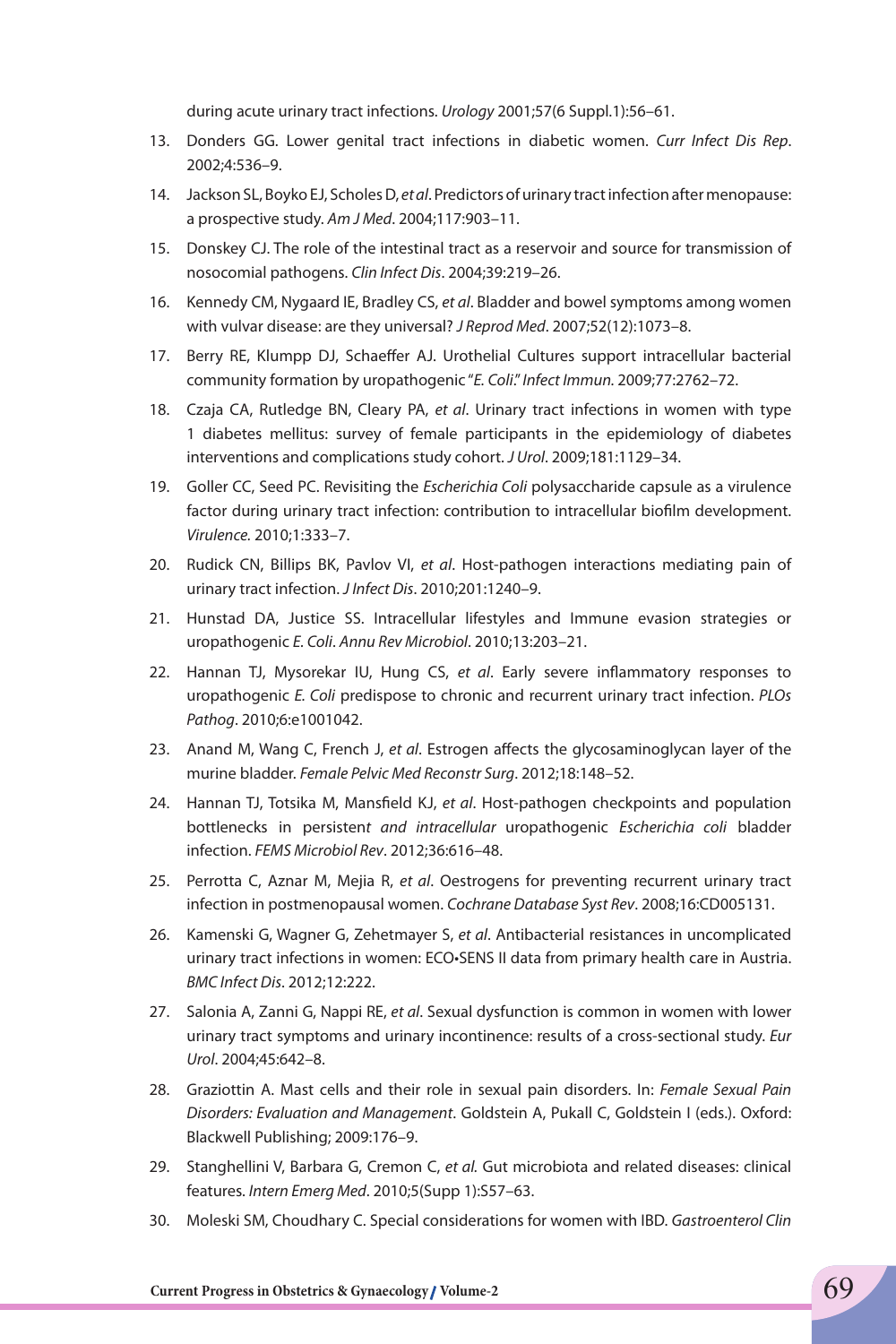during acute urinary tract infections. *Urology* 2001;57(6 Suppl.1):56–61.

13. Donders GG. Lower genital tract infections in diabetic women. *Curr Infect Dis Rep*. 2002;4:536–9.
14. Jackson SL, Boyko EJ, Scholes D, *et al*. Predictors of urinary tract infection after menopause: a prospective study. *Am J Med*. 2004;117:903–11.
15. Donskey CJ. The role of the intestinal tract as a reservoir and source for transmission of nosocomial pathogens. *Clin Infect Dis*. 2004;39:219–26.
16. Kennedy CM, Nygaard IE, Bradley CS, *et al*. Bladder and bowel symptoms among women with vulvar disease: are they universal? *J Reprod Med*. 2007;52(12):1073–8.
17. Berry RE, Klumpp DJ, Schaeffer AJ. Urothelial Cultures support intracellular bacterial community formation by uropathogenic "*E. Coli*." *Infect Immun.* 2009;77:2762–72.
18. Czaja CA, Rutledge BN, Cleary PA, *et al*. Urinary tract infections in women with type 1 diabetes mellitus: survey of female participants in the epidemiology of diabetes interventions and complications study cohort. *J Urol*. 2009;181:1129–34.
19. Goller CC, Seed PC. Revisiting the *Escherichia Coli* polysaccharide capsule as a virulence factor during urinary tract infection: contribution to intracellular biofilm development. *Virulence.* 2010;1:333–7.
20. Rudick CN, Billips BK, Pavlov VI, *et al*. Host-pathogen interactions mediating pain of urinary tract infection. *J Infect Dis*. 2010;201:1240–9.
21. Hunstad DA, Justice SS. Intracellular lifestyles and Immune evasion strategies or uropathogenic *E. Coli*. *Annu Rev Microbiol*. 2010;13:203–21.
22. Hannan TJ, Mysorekar IU, Hung CS, *et al*. Early severe inflammatory responses to uropathogenic *E. Coli* predispose to chronic and recurrent urinary tract infection. *PLOs Pathog*. 2010;6:e1001042.
23. Anand M, Wang C, French J, *et al*. Estrogen affects the glycosaminoglycan layer of the murine bladder. *Female Pelvic Med Reconstr Surg*. 2012;18:148–52.
24. Hannan TJ, Totsika M, Mansfield KJ, *et al*. Host-pathogen checkpoints and population bottlenecks in persisten*t and intracellular* uropathogenic *Escherichia coli* bladder infection. *FEMS Microbiol Rev*. 2012;36:616–48.
25. Perrotta C, Aznar M, Mejia R, *et al*. Oestrogens for preventing recurrent urinary tract infection in postmenopausal women. *Cochrane Database Syst Rev*. 2008;16:CD005131.
26. Kamenski G, Wagner G, Zehetmayer S, *et al*. Antibacterial resistances in uncomplicated urinary tract infections in women: ECO•SENS II data from primary health care in Austria. *BMC Infect Dis*. 2012;12:222.
27. Salonia A, Zanni G, Nappi RE, *et al*. Sexual dysfunction is common in women with lower urinary tract symptoms and urinary incontinence: results of a cross-sectional study. *Eur Urol*. 2004;45:642–8.
28. Graziottin A. Mast cells and their role in sexual pain disorders. In: *Female Sexual Pain Disorders: Evaluation and Management*. Goldstein A, Pukall C, Goldstein I (eds.). Oxford: Blackwell Publishing; 2009:176–9.
29. Stanghellini V, Barbara G, Cremon C, *et al.* Gut microbiota and related diseases: clinical features. *Intern Emerg Med*. 2010;5(Supp 1):S57–63.
30. Moleski SM, Choudhary C. Special considerations for women with IBD. *Gastroenterol Clin*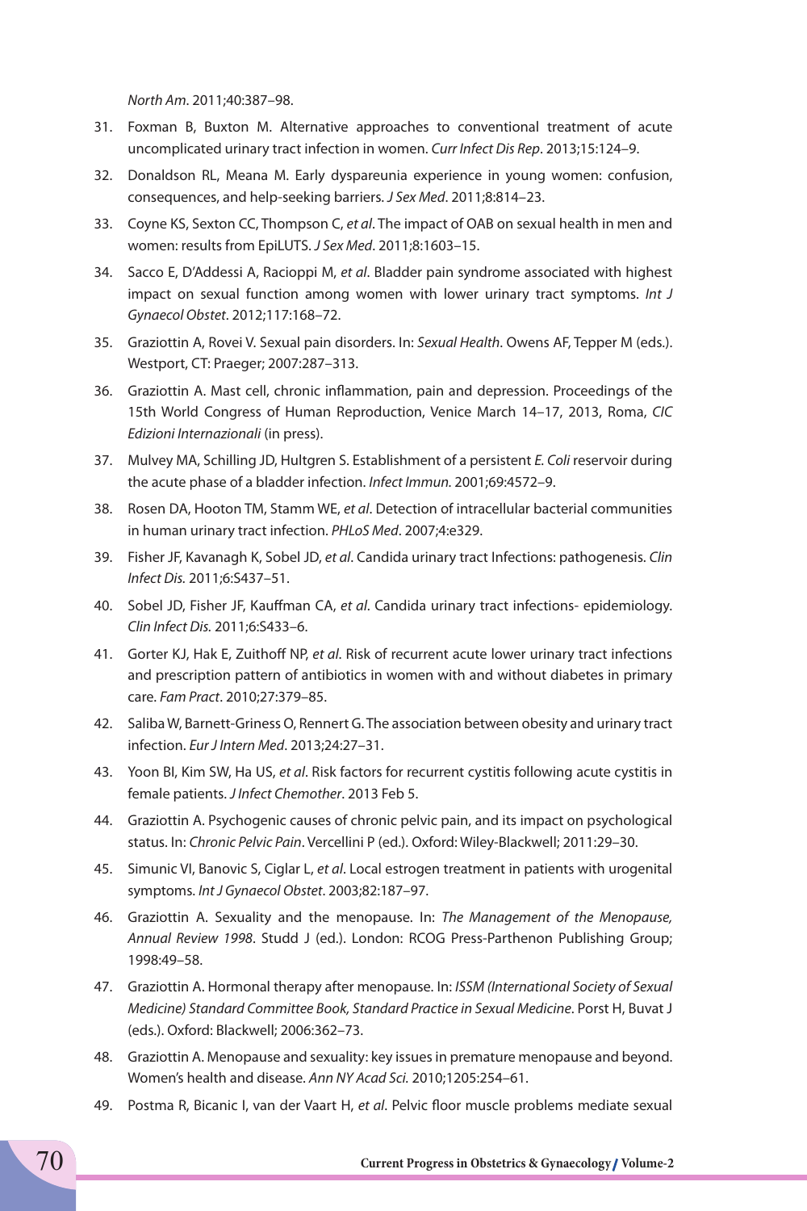*North Am*. 2011;40:387–98.

31. Foxman B, Buxton M. Alternative approaches to conventional treatment of acute uncomplicated urinary tract infection in women. *Curr Infect Dis Rep*. 2013;15:124–9.
32. Donaldson RL, Meana M. Early dyspareunia experience in young women: confusion, consequences, and help-seeking barriers. *J Sex Med*. 2011;8:814–23.
33. Coyne KS, Sexton CC, Thompson C, *et al*. The impact of OAB on sexual health in men and women: results from EpiLUTS. *J Sex Med*. 2011;8:1603–15.
34. Sacco E, D'Addessi A, Racioppi M, *et al*. Bladder pain syndrome associated with highest impact on sexual function among women with lower urinary tract symptoms. *Int J Gynaecol Obstet*. 2012;117:168–72.
35. Graziottin A, Rovei V. Sexual pain disorders. In: *Sexual Health*. Owens AF, Tepper M (eds.). Westport, CT: Praeger; 2007:287–313.
36. Graziottin A. Mast cell, chronic inflammation, pain and depression. Proceedings of the 15th World Congress of Human Reproduction, Venice March 14–17, 2013, Roma, *CIC Edizioni Internazionali* (in press).
37. Mulvey MA, Schilling JD, Hultgren S. Establishment of a persistent *E. Coli* reservoir during the acute phase of a bladder infection. *Infect Immun.* 2001;69:4572–9.
38. Rosen DA, Hooton TM, Stamm WE, *et al*. Detection of intracellular bacterial communities in human urinary tract infection. *PHLoS Med*. 2007;4:e329.
39. Fisher JF, Kavanagh K, Sobel JD, *et al*. Candida urinary tract Infections: pathogenesis. *Clin Infect Dis.* 2011;6:S437–51.
40. Sobel JD, Fisher JF, Kauffman CA, *et al*. Candida urinary tract infections- epidemiology. *Clin Infect Dis.* 2011;6:S433–6.
41. Gorter KJ, Hak E, Zuithoff NP, *et al.* Risk of recurrent acute lower urinary tract infections and prescription pattern of antibiotics in women with and without diabetes in primary care. *Fam Pract*. 2010;27:379–85.
42. Saliba W, Barnett-Griness O, Rennert G. The association between obesity and urinary tract infection. *Eur J Intern Med*. 2013;24:27–31.
43. Yoon BI, Kim SW, Ha US, *et al*. Risk factors for recurrent cystitis following acute cystitis in female patients. *J Infect Chemother*. 2013 Feb 5.
44. Graziottin A. Psychogenic causes of chronic pelvic pain, and its impact on psychological status. In: *Chronic Pelvic Pain*. Vercellini P (ed.). Oxford: Wiley-Blackwell; 2011:29–30.
45. Simunic VI, Banovic S, Ciglar L, *et al*. Local estrogen treatment in patients with urogenital symptoms. *Int J Gynaecol Obstet*. 2003;82:187–97.
46. Graziottin A. Sexuality and the menopause. In: *The Management of the Menopause, Annual Review 1998*. Studd J (ed.). London: RCOG Press-Parthenon Publishing Group; 1998:49–58.
47. Graziottin A. Hormonal therapy after menopause. In: *ISSM (International Society of Sexual Medicine) Standard Committee Book, Standard Practice in Sexual Medicine*. Porst H, Buvat J (eds.). Oxford: Blackwell; 2006:362–73.
48. Graziottin A. Menopause and sexuality: key issues in premature menopause and beyond. Women's health and disease. *Ann NY Acad Sci.* 2010;1205:254–61.
49. Postma R, Bicanic I, van der Vaart H, *et al*. Pelvic floor muscle problems mediate sexual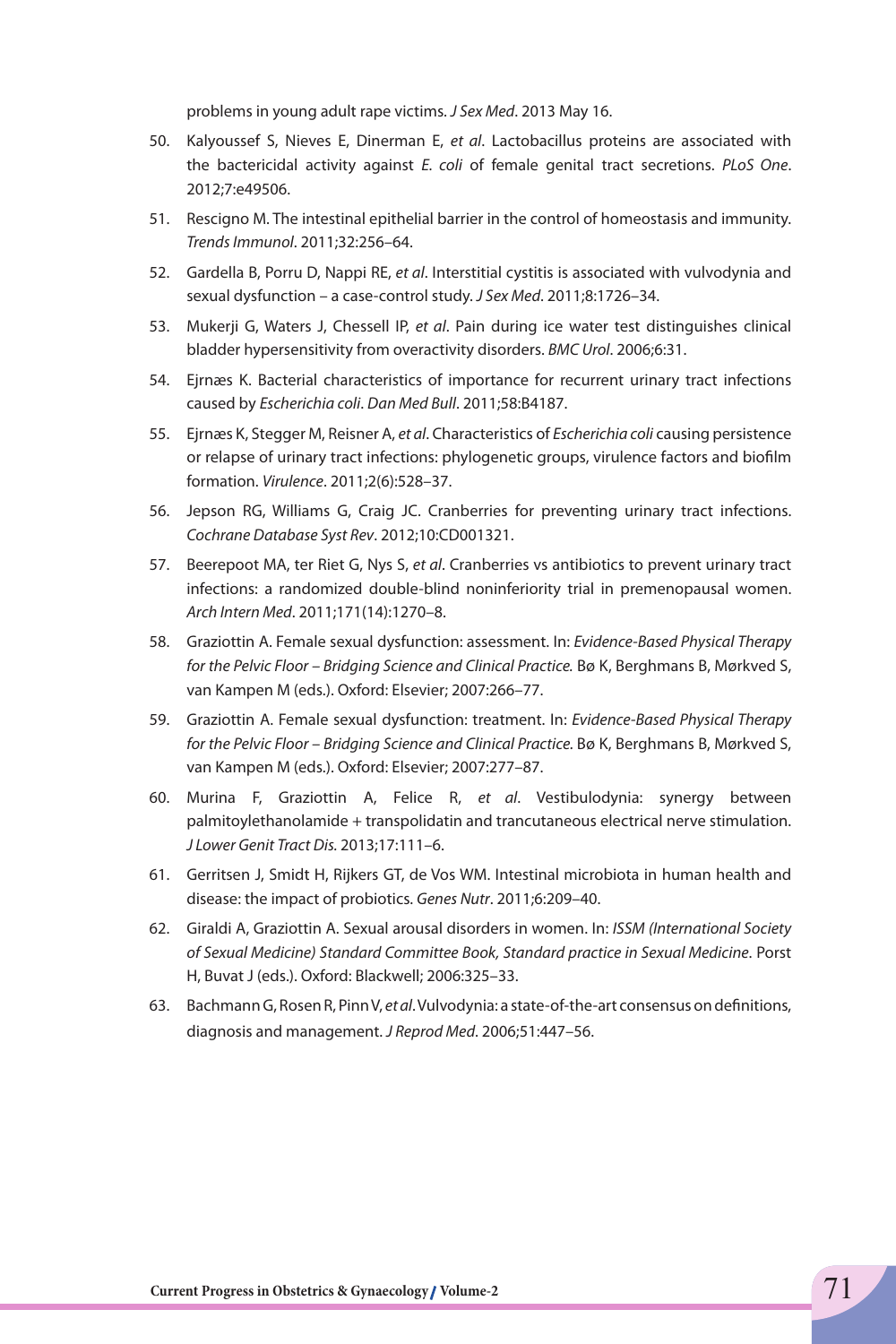problems in young adult rape victims. *J Sex Med*. 2013 May 16.

50. Kalyoussef S, Nieves E, Dinerman E, *et al*. Lactobacillus proteins are associated with the bactericidal activity against *E. coli* of female genital tract secretions. *PLoS One*. 2012;7:e49506.
51. Rescigno M. The intestinal epithelial barrier in the control of homeostasis and immunity. *Trends Immunol*. 2011;32:256–64.
52. Gardella B, Porru D, Nappi RE, *et al*. Interstitial cystitis is associated with vulvodynia and sexual dysfunction – a case-control study. *J Sex Med*. 2011;8:1726–34.
53. Mukerji G, Waters J, Chessell IP, *et al*. Pain during ice water test distinguishes clinical bladder hypersensitivity from overactivity disorders. *BMC Urol*. 2006;6:31.
54. Ejrnæs K. Bacterial characteristics of importance for recurrent urinary tract infections caused by *Escherichia coli*. *Dan Med Bull*. 2011;58:B4187.
55. Ejrnæs K, Stegger M, Reisner A, *et al*. Characteristics of *Escherichia coli* causing persistence or relapse of urinary tract infections: phylogenetic groups, virulence factors and biofilm formation. *Virulence*. 2011;2(6):528–37.
56. Jepson RG, Williams G, Craig JC. Cranberries for preventing urinary tract infections. *Cochrane Database Syst Rev*. 2012;10:CD001321.
57. Beerepoot MA, ter Riet G, Nys S, *et al*. Cranberries vs antibiotics to prevent urinary tract infections: a randomized double-blind noninferiority trial in premenopausal women. *Arch Intern Med*. 2011;171(14):1270–8.
58. Graziottin A. Female sexual dysfunction: assessment. In: *Evidence-Based Physical Therapy for the Pelvic Floor – Bridging Science and Clinical Practice.* Bø K, Berghmans B, Mørkved S, van Kampen M (eds.). Oxford: Elsevier; 2007:266–77.
59. Graziottin A. Female sexual dysfunction: treatment. In: *Evidence-Based Physical Therapy for the Pelvic Floor – Bridging Science and Clinical Practice.* Bø K, Berghmans B, Mørkved S, van Kampen M (eds.). Oxford: Elsevier; 2007:277–87.
60. Murina F, Graziottin A, Felice R, *et al*. Vestibulodynia: synergy between palmitoylethanolamide + transpolidatin and trancutaneous electrical nerve stimulation. *J Lower Genit Tract Dis.* 2013;17:111–6.
61. Gerritsen J, Smidt H, Rijkers GT, de Vos WM. Intestinal microbiota in human health and disease: the impact of probiotics. *Genes Nutr*. 2011;6:209–40.
62. Giraldi A, Graziottin A. Sexual arousal disorders in women. In: *ISSM (International Society of Sexual Medicine) Standard Committee Book, Standard practice in Sexual Medicine.* Porst H, Buvat J (eds.). Oxford: Blackwell; 2006:325–33.
63. Bachmann G, Rosen R, Pinn V, *et al*. Vulvodynia: a state-of-the-art consensus on definitions, diagnosis and management. *J Reprod Med*. 2006;51:447–56.